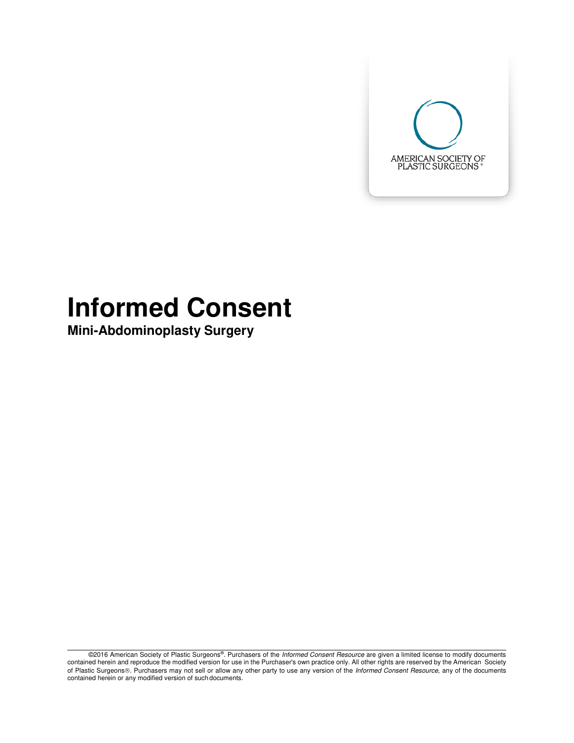AMERICAN SOCIETY OF PLASTIC SURGEONS®

# Informed Consent

## Mini-Abdominoplasty Surgery

©2016 American Society of Plastic Surgeons®. Purchasers of the *Informed Consent Resource* are given a limited license to modify documents contained herein and reproduce the modified version for use in the Purchaser's own practice only. All other rights are reserved by the American Society of Plastic Surgeons®. Purchasers may not sell or allow any other party to use any version of the *Informed Consent Resource,* any of the documents contained herein or any modified version of such documents.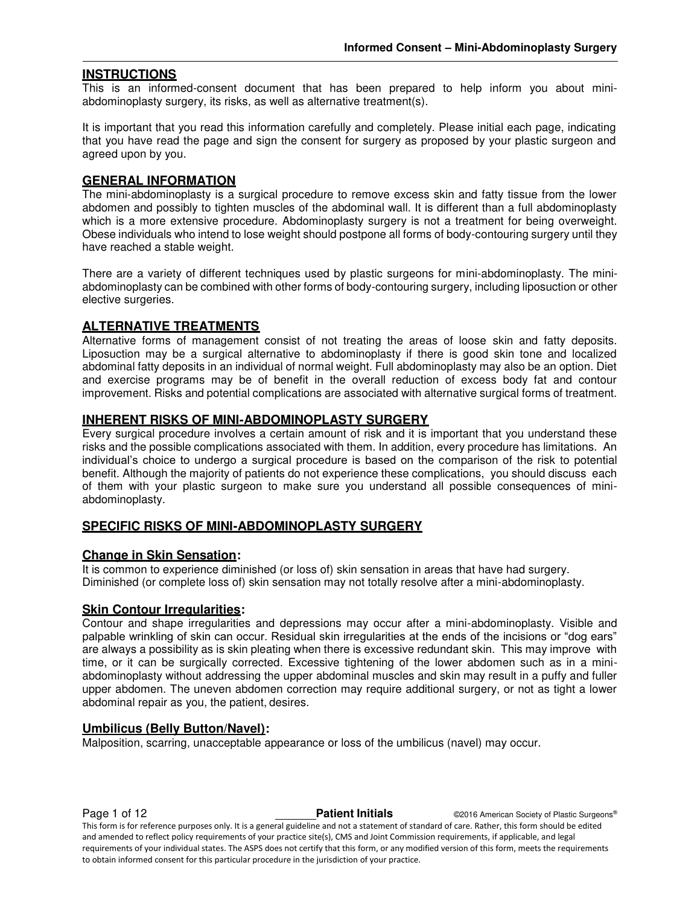## INSTRUCTIONS

This is an informed-consent document that has been prepared to help inform you about mini-abdominoplasty surgery, its risks, as well as alternative treatment(s).

It is important that you read this information carefully and completely. Please initial each page, indicating that you have read the page and sign the consent for surgery as proposed by your plastic surgeon and agreed upon by you.

## GENERAL INFORMATION

The mini-abdominoplasty is a surgical procedure to remove excess skin and fatty tissue from the lower abdomen and possibly to tighten muscles of the abdominal wall. It is different than a full abdominoplasty which is a more extensive procedure. Abdominoplasty surgery is not a treatment for being overweight. Obese individuals who intend to lose weight should postpone all forms of body-contouring surgery until they have reached a stable weight.

There are a variety of different techniques used by plastic surgeons for mini-abdominoplasty. The mini-abdominoplasty can be combined with other forms of body-contouring surgery, including liposuction or other elective surgeries.

## ALTERNATIVE TREATMENTS

Alternative forms of management consist of not treating the areas of loose skin and fatty deposits. Liposuction may be a surgical alternative to abdominoplasty if there is good skin tone and localized abdominal fatty deposits in an individual of normal weight. Full abdominoplasty may also be an option. Diet and exercise programs may be of benefit in the overall reduction of excess body fat and contour improvement. Risks and potential complications are associated with alternative surgical forms of treatment.

## INHERENT RISKS OF MINI-ABDOMINOPLASTY SURGERY

Every surgical procedure involves a certain amount of risk and it is important that you understand these risks and the possible complications associated with them. In addition, every procedure has limitations. An individual's choice to undergo a surgical procedure is based on the comparison of the risk to potential benefit. Although the majority of patients do not experience these complications, you should discuss each of them with your plastic surgeon to make sure you understand all possible consequences of mini-abdominoplasty.

## SPECIFIC RISKS OF MINI-ABDOMINOPLASTY SURGERY

### Change in Skin Sensation:

It is common to experience diminished (or loss of) skin sensation in areas that have had surgery. Diminished (or complete loss of) skin sensation may not totally resolve after a mini-abdominoplasty.

### Skin Contour Irregularities:

Contour and shape irregularities and depressions may occur after a mini-abdominoplasty. Visible and palpable wrinkling of skin can occur. Residual skin irregularities at the ends of the incisions or "dog ears" are always a possibility as is skin pleating when there is excessive redundant skin. This may improve with time, or it can be surgically corrected. Excessive tightening of the lower abdomen such as in a mini-abdominoplasty without addressing the upper abdominal muscles and skin may result in a puffy and fuller upper abdomen. The uneven abdomen correction may require additional surgery, or not as tight a lower abdominal repair as you, the patient, desires.

### Umbilicus (Belly Button/Navel):

Malposition, scarring, unacceptable appearance or loss of the umbilicus (navel) may occur.

_______ **Patient Initials**

This form is for reference purposes only. It is a general guideline and not a statement of standard of care. Rather, this form should be edited and amended to reflect policy requirements of your practice site(s), CMS and Joint Commission requirements, if applicable, and legal requirements of your individual states. The ASPS does not certify that this form, or any modified version of this form, meets the requirements to obtain informed consent for this particular procedure in the jurisdiction of your practice.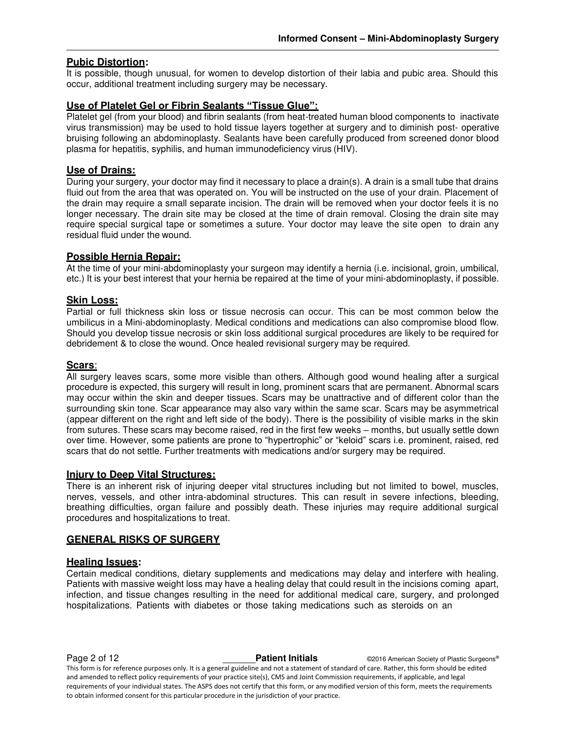## Pubic Distortion:

It is possible, though unusual, for women to develop distortion of their labia and pubic area. Should this occur, additional treatment including surgery may be necessary.

## Use of Platelet Gel or Fibrin Sealants "Tissue Glue":

Platelet gel (from your blood) and fibrin sealants (from heat-treated human blood components to inactivate virus transmission) may be used to hold tissue layers together at surgery and to diminish post- operative bruising following an abdominoplasty. Sealants have been carefully produced from screened donor blood plasma for hepatitis, syphilis, and human immunodeficiency virus (HIV).

## Use of Drains:

During your surgery, your doctor may find it necessary to place a drain(s). A drain is a small tube that drains fluid out from the area that was operated on. You will be instructed on the use of your drain. Placement of the drain may require a small separate incision. The drain will be removed when your doctor feels it is no longer necessary. The drain site may be closed at the time of drain removal. Closing the drain site may require special surgical tape or sometimes a suture. Your doctor may leave the site open to drain any residual fluid under the wound.

## Possible Hernia Repair:

At the time of your mini-abdominoplasty your surgeon may identify a hernia (i.e. incisional, groin, umbilical, etc.) It is your best interest that your hernia be repaired at the time of your mini-abdominoplasty, if possible.

## Skin Loss:

Partial or full thickness skin loss or tissue necrosis can occur. This can be most common below the umbilicus in a Mini-abdominoplasty. Medical conditions and medications can also compromise blood flow. Should you develop tissue necrosis or skin loss additional surgical procedures are likely to be required for debridement & to close the wound. Once healed revisional surgery may be required.

## Scars:

All surgery leaves scars, some more visible than others. Although good wound healing after a surgical procedure is expected, this surgery will result in long, prominent scars that are permanent. Abnormal scars may occur within the skin and deeper tissues. Scars may be unattractive and of different color than the surrounding skin tone. Scar appearance may also vary within the same scar. Scars may be asymmetrical (appear different on the right and left side of the body). There is the possibility of visible marks in the skin from sutures. These scars may become raised, red in the first few weeks – months, but usually settle down over time. However, some patients are prone to "hypertrophic" or "keloid" scars i.e. prominent, raised, red scars that do not settle. Further treatments with medications and/or surgery may be required.

## Injury to Deep Vital Structures:

There is an inherent risk of injuring deeper vital structures including but not limited to bowel, muscles, nerves, vessels, and other intra-abdominal structures. This can result in severe infections, bleeding, breathing difficulties, organ failure and possibly death. These injuries may require additional surgical procedures and hospitalizations to treat.

# GENERAL RISKS OF SURGERY

## Healing Issues:

Certain medical conditions, dietary supplements and medications may delay and interfere with healing. Patients with massive weight loss may have a healing delay that could result in the incisions coming apart, infection, and tissue changes resulting in the need for additional medical care, surgery, and prolonged hospitalizations. Patients with diabetes or those taking medications such as steroids on an

_______ **Patient Initials**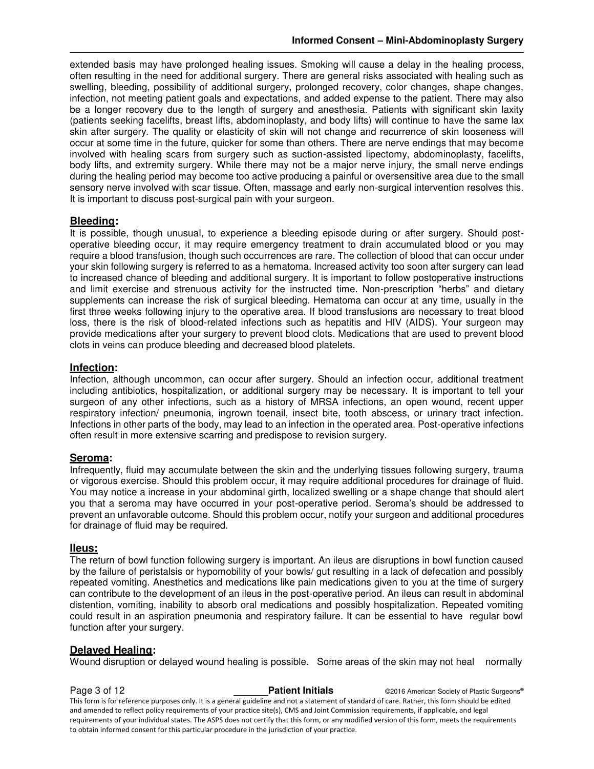extended basis may have prolonged healing issues. Smoking will cause a delay in the healing process, often resulting in the need for additional surgery. There are general risks associated with healing such as swelling, bleeding, possibility of additional surgery, prolonged recovery, color changes, shape changes, infection, not meeting patient goals and expectations, and added expense to the patient. There may also be a longer recovery due to the length of surgery and anesthesia. Patients with significant skin laxity (patients seeking facelifts, breast lifts, abdominoplasty, and body lifts) will continue to have the same lax skin after surgery. The quality or elasticity of skin will not change and recurrence of skin looseness will occur at some time in the future, quicker for some than others. There are nerve endings that may become involved with healing scars from surgery such as suction-assisted lipectomy, abdominoplasty, facelifts, body lifts, and extremity surgery. While there may not be a major nerve injury, the small nerve endings during the healing period may become too active producing a painful or oversensitive area due to the small sensory nerve involved with scar tissue. Often, massage and early non-surgical intervention resolves this. It is important to discuss post-surgical pain with your surgeon.

## **Bleeding:**

It is possible, though unusual, to experience a bleeding episode during or after surgery. Should post-operative bleeding occur, it may require emergency treatment to drain accumulated blood or you may require a blood transfusion, though such occurrences are rare. The collection of blood that can occur under your skin following surgery is referred to as a hematoma. Increased activity too soon after surgery can lead to increased chance of bleeding and additional surgery. It is important to follow postoperative instructions and limit exercise and strenuous activity for the instructed time. Non-prescription "herbs" and dietary supplements can increase the risk of surgical bleeding. Hematoma can occur at any time, usually in the first three weeks following injury to the operative area. If blood transfusions are necessary to treat blood loss, there is the risk of blood-related infections such as hepatitis and HIV (AIDS). Your surgeon may provide medications after your surgery to prevent blood clots. Medications that are used to prevent blood clots in veins can produce bleeding and decreased blood platelets.

## **Infection:**

Infection, although uncommon, can occur after surgery. Should an infection occur, additional treatment including antibiotics, hospitalization, or additional surgery may be necessary. It is important to tell your surgeon of any other infections, such as a history of MRSA infections, an open wound, recent upper respiratory infection/ pneumonia, ingrown toenail, insect bite, tooth abscess, or urinary tract infection. Infections in other parts of the body, may lead to an infection in the operated area. Post-operative infections often result in more extensive scarring and predispose to revision surgery.

## **Seroma:**

Infrequently, fluid may accumulate between the skin and the underlying tissues following surgery, trauma or vigorous exercise. Should this problem occur, it may require additional procedures for drainage of fluid. You may notice a increase in your abdominal girth, localized swelling or a shape change that should alert you that a seroma may have occurred in your post-operative period. Seroma's should be addressed to prevent an unfavorable outcome. Should this problem occur, notify your surgeon and additional procedures for drainage of fluid may be required.

## **Ileus:**

The return of bowl function following surgery is important. An ileus are disruptions in bowl function caused by the failure of peristalsis or hypomobility of your bowls/ gut resulting in a lack of defecation and possibly repeated vomiting. Anesthetics and medications like pain medications given to you at the time of surgery can contribute to the development of an ileus in the post-operative period. An ileus can result in abdominal distention, vomiting, inability to absorb oral medications and possibly hospitalization. Repeated vomiting could result in an aspiration pneumonia and respiratory failure. It can be essential to have regular bowl function after your surgery.

## **Delayed Healing:**

Wound disruption or delayed wound healing is possible. Some areas of the skin may not heal normally

_______ **Patient Initials**

This form is for reference purposes only. It is a general guideline and not a statement of standard of care. Rather, this form should be edited and amended to reflect policy requirements of your practice site(s), CMS and Joint Commission requirements, if applicable, and legal requirements of your individual states. The ASPS does not certify that this form, or any modified version of this form, meets the requirements to obtain informed consent for this particular procedure in the jurisdiction of your practice.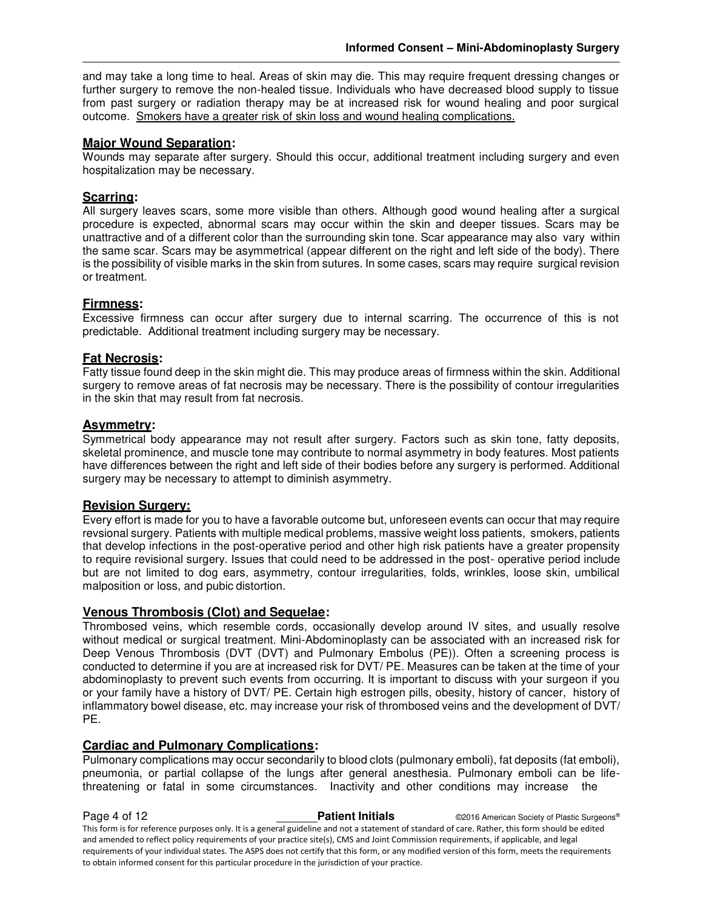and may take a long time to heal. Areas of skin may die. This may require frequent dressing changes or further surgery to remove the non-healed tissue. Individuals who have decreased blood supply to tissue from past surgery or radiation therapy may be at increased risk for wound healing and poor surgical outcome. Smokers have a greater risk of skin loss and wound healing complications.

**Major Wound Separation:**
Wounds may separate after surgery. Should this occur, additional treatment including surgery and even hospitalization may be necessary.

**Scarring:**
All surgery leaves scars, some more visible than others. Although good wound healing after a surgical procedure is expected, abnormal scars may occur within the skin and deeper tissues. Scars may be unattractive and of a different color than the surrounding skin tone. Scar appearance may also vary within the same scar. Scars may be asymmetrical (appear different on the right and left side of the body). There is the possibility of visible marks in the skin from sutures. In some cases, scars may require surgical revision or treatment.

**Firmness:**
Excessive firmness can occur after surgery due to internal scarring. The occurrence of this is not predictable. Additional treatment including surgery may be necessary.

**Fat Necrosis:**
Fatty tissue found deep in the skin might die. This may produce areas of firmness within the skin. Additional surgery to remove areas of fat necrosis may be necessary. There is the possibility of contour irregularities in the skin that may result from fat necrosis.

**Asymmetry:**
Symmetrical body appearance may not result after surgery. Factors such as skin tone, fatty deposits, skeletal prominence, and muscle tone may contribute to normal asymmetry in body features. Most patients have differences between the right and left side of their bodies before any surgery is performed. Additional surgery may be necessary to attempt to diminish asymmetry.

**Revision Surgery:**
Every effort is made for you to have a favorable outcome but, unforeseen events can occur that may require revsional surgery. Patients with multiple medical problems, massive weight loss patients, smokers, patients that develop infections in the post-operative period and other high risk patients have a greater propensity to require revisional surgery. Issues that could need to be addressed in the post- operative period include but are not limited to dog ears, asymmetry, contour irregularities, folds, wrinkles, loose skin, umbilical malposition or loss, and pubic distortion.

**Venous Thrombosis (Clot) and Sequelae:**
Thrombosed veins, which resemble cords, occasionally develop around IV sites, and usually resolve without medical or surgical treatment. Mini-Abdominoplasty can be associated with an increased risk for Deep Venous Thrombosis (DVT (DVT) and Pulmonary Embolus (PE)). Often a screening process is conducted to determine if you are at increased risk for DVT/ PE. Measures can be taken at the time of your abdominoplasty to prevent such events from occurring. It is important to discuss with your surgeon if you or your family have a history of DVT/ PE. Certain high estrogen pills, obesity, history of cancer, history of inflammatory bowel disease, etc. may increase your risk of thrombosed veins and the development of DVT/ PE.

**Cardiac and Pulmonary Complications:**
Pulmonary complications may occur secondarily to blood clots (pulmonary emboli), fat deposits (fat emboli), pneumonia, or partial collapse of the lungs after general anesthesia. Pulmonary emboli can be life-threatening or fatal in some circumstances. Inactivity and other conditions may increase the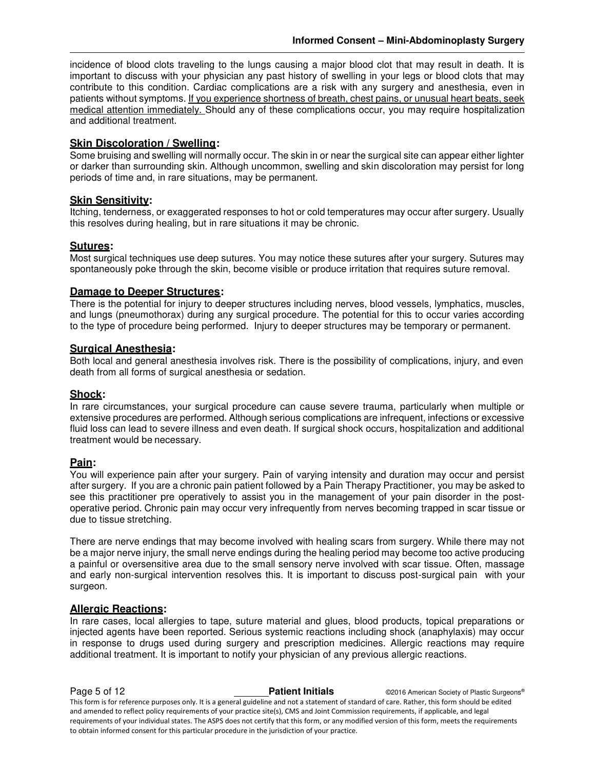incidence of blood clots traveling to the lungs causing a major blood clot that may result in death. It is important to discuss with your physician any past history of swelling in your legs or blood clots that may contribute to this condition. Cardiac complications are a risk with any surgery and anesthesia, even in patients without symptoms. If you experience shortness of breath, chest pains, or unusual heart beats, seek medical attention immediately. Should any of these complications occur, you may require hospitalization and additional treatment.

### Skin Discoloration / Swelling:

Some bruising and swelling will normally occur. The skin in or near the surgical site can appear either lighter or darker than surrounding skin. Although uncommon, swelling and skin discoloration may persist for long periods of time and, in rare situations, may be permanent.

### Skin Sensitivity:

Itching, tenderness, or exaggerated responses to hot or cold temperatures may occur after surgery. Usually this resolves during healing, but in rare situations it may be chronic.

### Sutures:

Most surgical techniques use deep sutures. You may notice these sutures after your surgery. Sutures may spontaneously poke through the skin, become visible or produce irritation that requires suture removal.

### Damage to Deeper Structures:

There is the potential for injury to deeper structures including nerves, blood vessels, lymphatics, muscles, and lungs (pneumothorax) during any surgical procedure. The potential for this to occur varies according to the type of procedure being performed. Injury to deeper structures may be temporary or permanent.

### Surgical Anesthesia:

Both local and general anesthesia involves risk. There is the possibility of complications, injury, and even death from all forms of surgical anesthesia or sedation.

### Shock:

In rare circumstances, your surgical procedure can cause severe trauma, particularly when multiple or extensive procedures are performed. Although serious complications are infrequent, infections or excessive fluid loss can lead to severe illness and even death. If surgical shock occurs, hospitalization and additional treatment would be necessary.

### Pain:

You will experience pain after your surgery. Pain of varying intensity and duration may occur and persist after surgery. If you are a chronic pain patient followed by a Pain Therapy Practitioner, you may be asked to see this practitioner pre operatively to assist you in the management of your pain disorder in the post-operative period. Chronic pain may occur very infrequently from nerves becoming trapped in scar tissue or due to tissue stretching.

There are nerve endings that may become involved with healing scars from surgery. While there may not be a major nerve injury, the small nerve endings during the healing period may become too active producing a painful or oversensitive area due to the small sensory nerve involved with scar tissue. Often, massage and early non-surgical intervention resolves this. It is important to discuss post-surgical pain with your surgeon.

### Allergic Reactions:

In rare cases, local allergies to tape, suture material and glues, blood products, topical preparations or injected agents have been reported. Serious systemic reactions including shock (anaphylaxis) may occur in response to drugs used during surgery and prescription medicines. Allergic reactions may require additional treatment. It is important to notify your physician of any previous allergic reactions.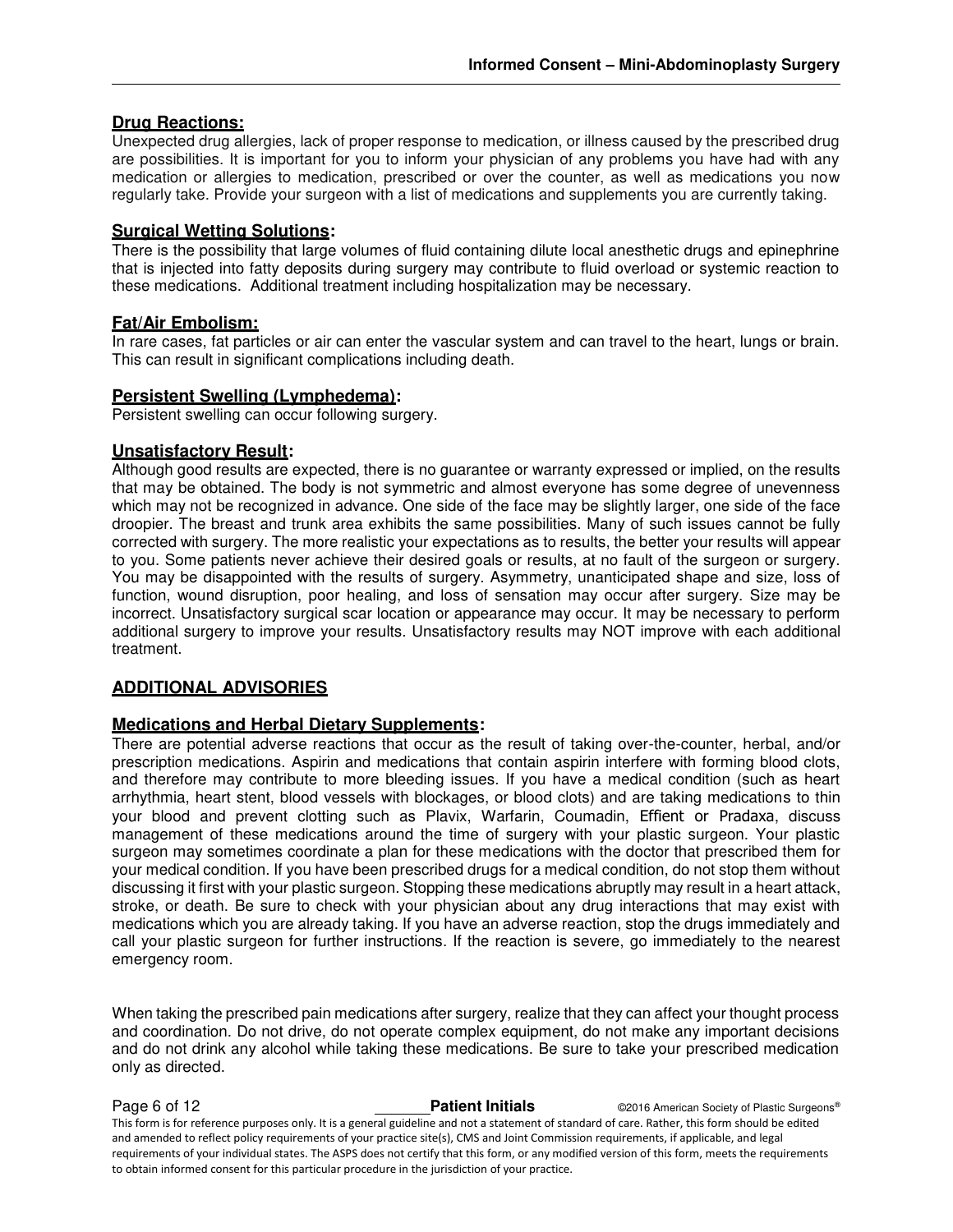## Drug Reactions:

Unexpected drug allergies, lack of proper response to medication, or illness caused by the prescribed drug are possibilities. It is important for you to inform your physician of any problems you have had with any medication or allergies to medication, prescribed or over the counter, as well as medications you now regularly take. Provide your surgeon with a list of medications and supplements you are currently taking.

## Surgical Wetting Solutions:

There is the possibility that large volumes of fluid containing dilute local anesthetic drugs and epinephrine that is injected into fatty deposits during surgery may contribute to fluid overload or systemic reaction to these medications. Additional treatment including hospitalization may be necessary.

## Fat/Air Embolism:

In rare cases, fat particles or air can enter the vascular system and can travel to the heart, lungs or brain. This can result in significant complications including death.

## Persistent Swelling (Lymphedema):

Persistent swelling can occur following surgery.

## Unsatisfactory Result:

Although good results are expected, there is no guarantee or warranty expressed or implied, on the results that may be obtained. The body is not symmetric and almost everyone has some degree of unevenness which may not be recognized in advance. One side of the face may be slightly larger, one side of the face droopier. The breast and trunk area exhibits the same possibilities. Many of such issues cannot be fully corrected with surgery. The more realistic your expectations as to results, the better your results will appear to you. Some patients never achieve their desired goals or results, at no fault of the surgeon or surgery. You may be disappointed with the results of surgery. Asymmetry, unanticipated shape and size, loss of function, wound disruption, poor healing, and loss of sensation may occur after surgery. Size may be incorrect. Unsatisfactory surgical scar location or appearance may occur. It may be necessary to perform additional surgery to improve your results. Unsatisfactory results may NOT improve with each additional treatment.

# ADDITIONAL ADVISORIES

## Medications and Herbal Dietary Supplements:

There are potential adverse reactions that occur as the result of taking over-the-counter, herbal, and/or prescription medications. Aspirin and medications that contain aspirin interfere with forming blood clots, and therefore may contribute to more bleeding issues. If you have a medical condition (such as heart arrhythmia, heart stent, blood vessels with blockages, or blood clots) and are taking medications to thin your blood and prevent clotting such as Plavix, Warfarin, Coumadin, Effient or Pradaxa, discuss management of these medications around the time of surgery with your plastic surgeon. Your plastic surgeon may sometimes coordinate a plan for these medications with the doctor that prescribed them for your medical condition. If you have been prescribed drugs for a medical condition, do not stop them without discussing it first with your plastic surgeon. Stopping these medications abruptly may result in a heart attack, stroke, or death. Be sure to check with your physician about any drug interactions that may exist with medications which you are already taking. If you have an adverse reaction, stop the drugs immediately and call your plastic surgeon for further instructions. If the reaction is severe, go immediately to the nearest emergency room.

When taking the prescribed pain medications after surgery, realize that they can affect your thought process and coordination. Do not drive, do not operate complex equipment, do not make any important decisions and do not drink any alcohol while taking these medications. Be sure to take your prescribed medication only as directed.

_______ **Patient Initials**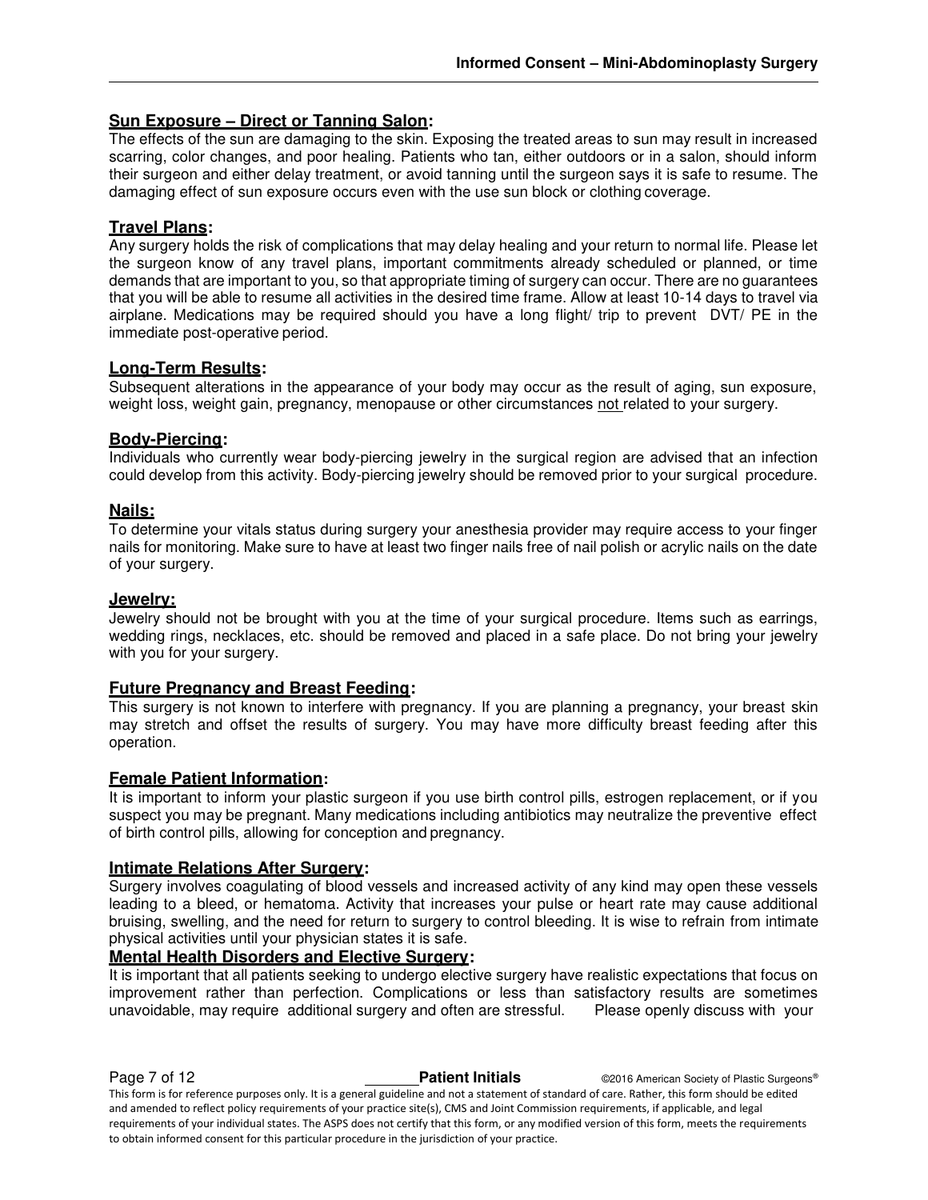## Sun Exposure – Direct or Tanning Salon:

The effects of the sun are damaging to the skin. Exposing the treated areas to sun may result in increased scarring, color changes, and poor healing. Patients who tan, either outdoors or in a salon, should inform their surgeon and either delay treatment, or avoid tanning until the surgeon says it is safe to resume. The damaging effect of sun exposure occurs even with the use sun block or clothing coverage.

## Travel Plans:

Any surgery holds the risk of complications that may delay healing and your return to normal life. Please let the surgeon know of any travel plans, important commitments already scheduled or planned, or time demands that are important to you, so that appropriate timing of surgery can occur. There are no guarantees that you will be able to resume all activities in the desired time frame. Allow at least 10-14 days to travel via airplane. Medications may be required should you have a long flight/ trip to prevent DVT/ PE in the immediate post-operative period.

## Long-Term Results:

Subsequent alterations in the appearance of your body may occur as the result of aging, sun exposure, weight loss, weight gain, pregnancy, menopause or other circumstances not related to your surgery.

## Body-Piercing:

Individuals who currently wear body-piercing jewelry in the surgical region are advised that an infection could develop from this activity. Body-piercing jewelry should be removed prior to your surgical procedure.

## Nails:

To determine your vitals status during surgery your anesthesia provider may require access to your finger nails for monitoring. Make sure to have at least two finger nails free of nail polish or acrylic nails on the date of your surgery.

## Jewelry:

Jewelry should not be brought with you at the time of your surgical procedure. Items such as earrings, wedding rings, necklaces, etc. should be removed and placed in a safe place. Do not bring your jewelry with you for your surgery.

## Future Pregnancy and Breast Feeding:

This surgery is not known to interfere with pregnancy. If you are planning a pregnancy, your breast skin may stretch and offset the results of surgery. You may have more difficulty breast feeding after this operation.

## Female Patient Information:

It is important to inform your plastic surgeon if you use birth control pills, estrogen replacement, or if you suspect you may be pregnant. Many medications including antibiotics may neutralize the preventive effect of birth control pills, allowing for conception and pregnancy.

## Intimate Relations After Surgery:

Surgery involves coagulating of blood vessels and increased activity of any kind may open these vessels leading to a bleed, or hematoma. Activity that increases your pulse or heart rate may cause additional bruising, swelling, and the need for return to surgery to control bleeding. It is wise to refrain from intimate physical activities until your physician states it is safe.

## Mental Health Disorders and Elective Surgery:

It is important that all patients seeking to undergo elective surgery have realistic expectations that focus on improvement rather than perfection. Complications or less than satisfactory results are sometimes unavoidable, may require additional surgery and often are stressful. Please openly discuss with your

_______ **Patient Initials**

This form is for reference purposes only. It is a general guideline and not a statement of standard of care. Rather, this form should be edited and amended to reflect policy requirements of your practice site(s), CMS and Joint Commission requirements, if applicable, and legal requirements of your individual states. The ASPS does not certify that this form, or any modified version of this form, meets the requirements to obtain informed consent for this particular procedure in the jurisdiction of your practice.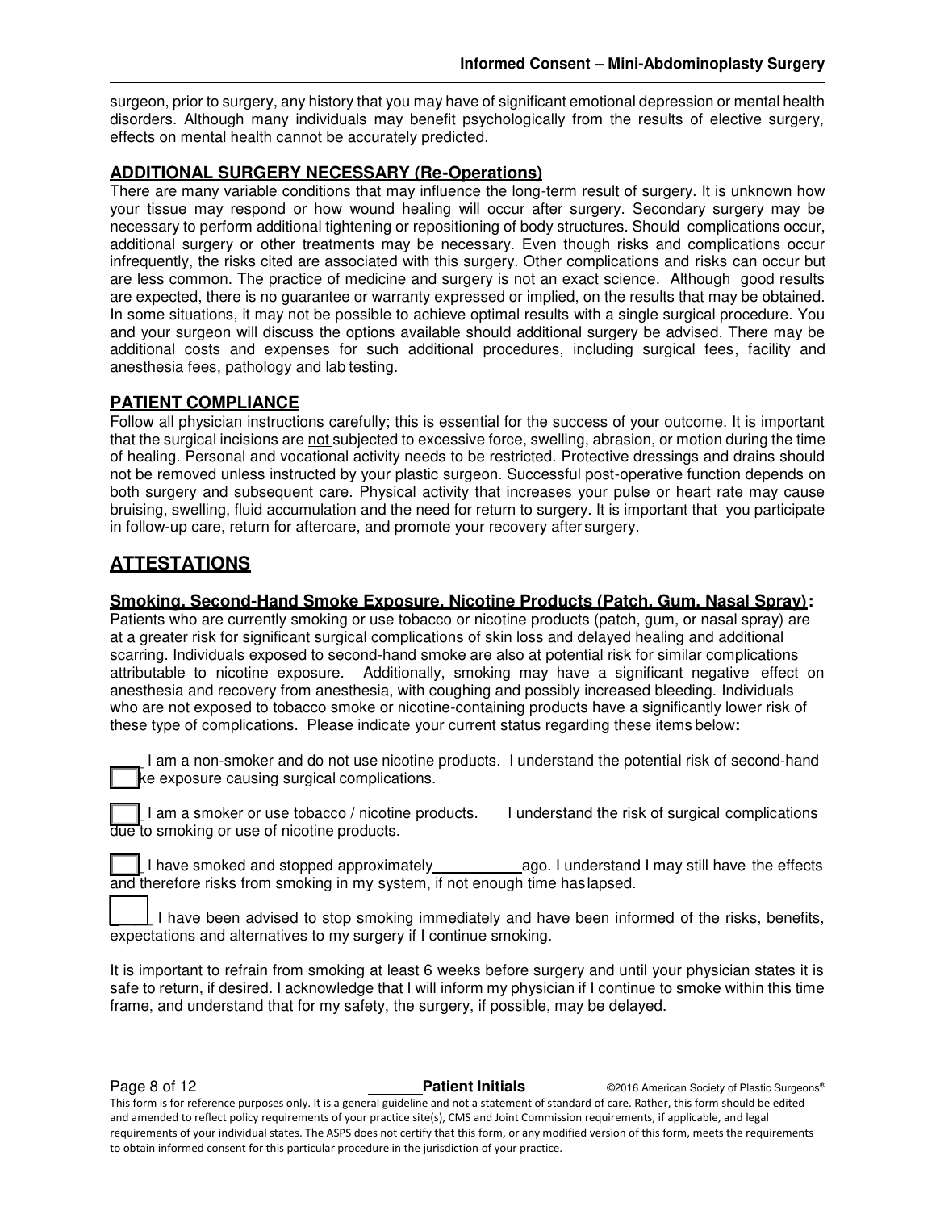surgeon, prior to surgery, any history that you may have of significant emotional depression or mental health disorders. Although many individuals may benefit psychologically from the results of elective surgery, effects on mental health cannot be accurately predicted.

### ADDITIONAL SURGERY NECESSARY (Re-Operations)

There are many variable conditions that may influence the long-term result of surgery. It is unknown how your tissue may respond or how wound healing will occur after surgery. Secondary surgery may be necessary to perform additional tightening or repositioning of body structures. Should complications occur, additional surgery or other treatments may be necessary. Even though risks and complications occur infrequently, the risks cited are associated with this surgery. Other complications and risks can occur but are less common. The practice of medicine and surgery is not an exact science. Although good results are expected, there is no guarantee or warranty expressed or implied, on the results that may be obtained. In some situations, it may not be possible to achieve optimal results with a single surgical procedure. You and your surgeon will discuss the options available should additional surgery be advised. There may be additional costs and expenses for such additional procedures, including surgical fees, facility and anesthesia fees, pathology and lab testing.

### PATIENT COMPLIANCE

Follow all physician instructions carefully; this is essential for the success of your outcome. It is important that the surgical incisions are not subjected to excessive force, swelling, abrasion, or motion during the time of healing. Personal and vocational activity needs to be restricted. Protective dressings and drains should not be removed unless instructed by your plastic surgeon. Successful post-operative function depends on both surgery and subsequent care. Physical activity that increases your pulse or heart rate may cause bruising, swelling, fluid accumulation and the need for return to surgery. It is important that you participate in follow-up care, return for aftercare, and promote your recovery after surgery.

## ATTESTATIONS

### Smoking, Second-Hand Smoke Exposure, Nicotine Products (Patch, Gum, Nasal Spray):

Patients who are currently smoking or use tobacco or nicotine products (patch, gum, or nasal spray) are at a greater risk for significant surgical complications of skin loss and delayed healing and additional scarring. Individuals exposed to second-hand smoke are also at potential risk for similar complications attributable to nicotine exposure. Additionally, smoking may have a significant negative effect on anesthesia and recovery from anesthesia, with coughing and possibly increased bleeding. Individuals who are not exposed to tobacco smoke or nicotine-containing products have a significantly lower risk of these type of complications. Please indicate your current status regarding these items below:

____ I am a non-smoker and do not use nicotine products. I understand the potential risk of second-hand smoke exposure causing surgical complications.

____ I am a smoker or use tobacco / nicotine products. I understand the risk of surgical complications due to smoking or use of nicotine products.

____ I have smoked and stopped approximately __________ ago. I understand I may still have the effects and therefore risks from smoking in my system, if not enough time has lapsed.

____ I have been advised to stop smoking immediately and have been informed of the risks, benefits, expectations and alternatives to my surgery if I continue smoking.

It is important to refrain from smoking at least 6 weeks before surgery and until your physician states it is safe to return, if desired. I acknowledge that I will inform my physician if I continue to smoke within this time frame, and understand that for my safety, the surgery, if possible, may be delayed.

______ **Patient Initials**

This form is for reference purposes only. It is a general guideline and not a statement of standard of care. Rather, this form should be edited and amended to reflect policy requirements of your practice site(s), CMS and Joint Commission requirements, if applicable, and legal requirements of your individual states. The ASPS does not certify that this form, or any modified version of this form, meets the requirements to obtain informed consent for this particular procedure in the jurisdiction of your practice.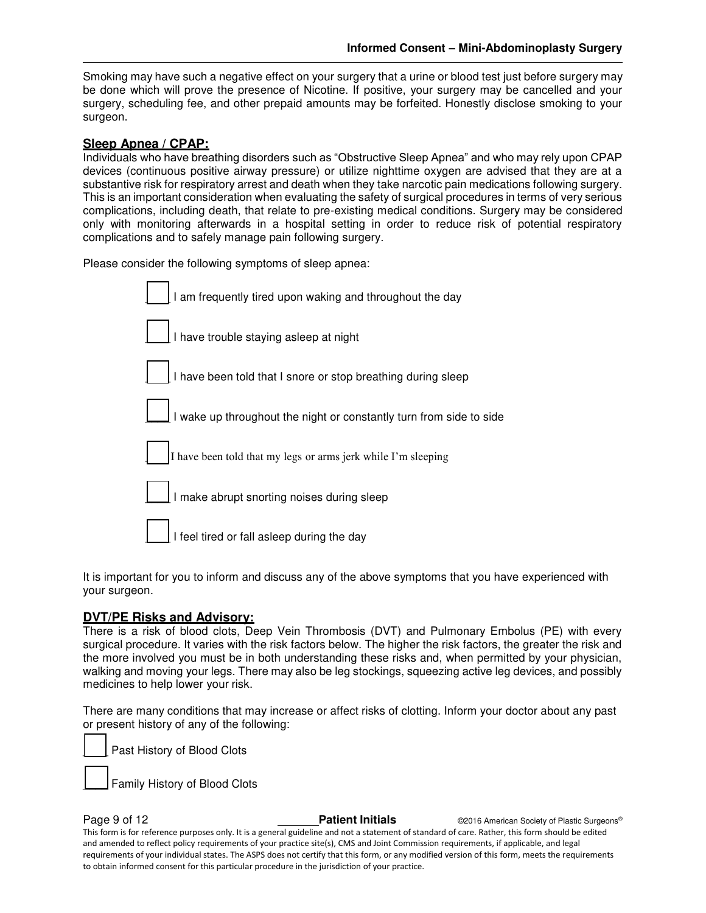Smoking may have such a negative effect on your surgery that a urine or blood test just before surgery may be done which will prove the presence of Nicotine. If positive, your surgery may be cancelled and your surgery, scheduling fee, and other prepaid amounts may be forfeited. Honestly disclose smoking to your surgeon.

## Sleep Apnea / CPAP:

Individuals who have breathing disorders such as "Obstructive Sleep Apnea" and who may rely upon CPAP devices (continuous positive airway pressure) or utilize nighttime oxygen are advised that they are at a substantive risk for respiratory arrest and death when they take narcotic pain medications following surgery. This is an important consideration when evaluating the safety of surgical procedures in terms of very serious complications, including death, that relate to pre-existing medical conditions. Surgery may be considered only with monitoring afterwards in a hospital setting in order to reduce risk of potential respiratory complications and to safely manage pain following surgery.

Please consider the following symptoms of sleep apnea:

- [ ] I am frequently tired upon waking and throughout the day
- [ ] I have trouble staying asleep at night
- [ ] I have been told that I snore or stop breathing during sleep
- [ ] I wake up throughout the night or constantly turn from side to side
- [ ] I have been told that my legs or arms jerk while I'm sleeping
- [ ] I make abrupt snorting noises during sleep
- [ ] I feel tired or fall asleep during the day

It is important for you to inform and discuss any of the above symptoms that you have experienced with your surgeon.

## DVT/PE Risks and Advisory:

There is a risk of blood clots, Deep Vein Thrombosis (DVT) and Pulmonary Embolus (PE) with every surgical procedure. It varies with the risk factors below. The higher the risk factors, the greater the risk and the more involved you must be in both understanding these risks and, when permitted by your physician, walking and moving your legs. There may also be leg stockings, squeezing active leg devices, and possibly medicines to help lower your risk.

There are many conditions that may increase or affect risks of clotting. Inform your doctor about any past or present history of any of the following:

- [ ] Past History of Blood Clots
- [ ] Family History of Blood Clots

______ **Patient Initials**

This form is for reference purposes only. It is a general guideline and not a statement of standard of care. Rather, this form should be edited and amended to reflect policy requirements of your practice site(s), CMS and Joint Commission requirements, if applicable, and legal requirements of your individual states. The ASPS does not certify that this form, or any modified version of this form, meets the requirements to obtain informed consent for this particular procedure in the jurisdiction of your practice.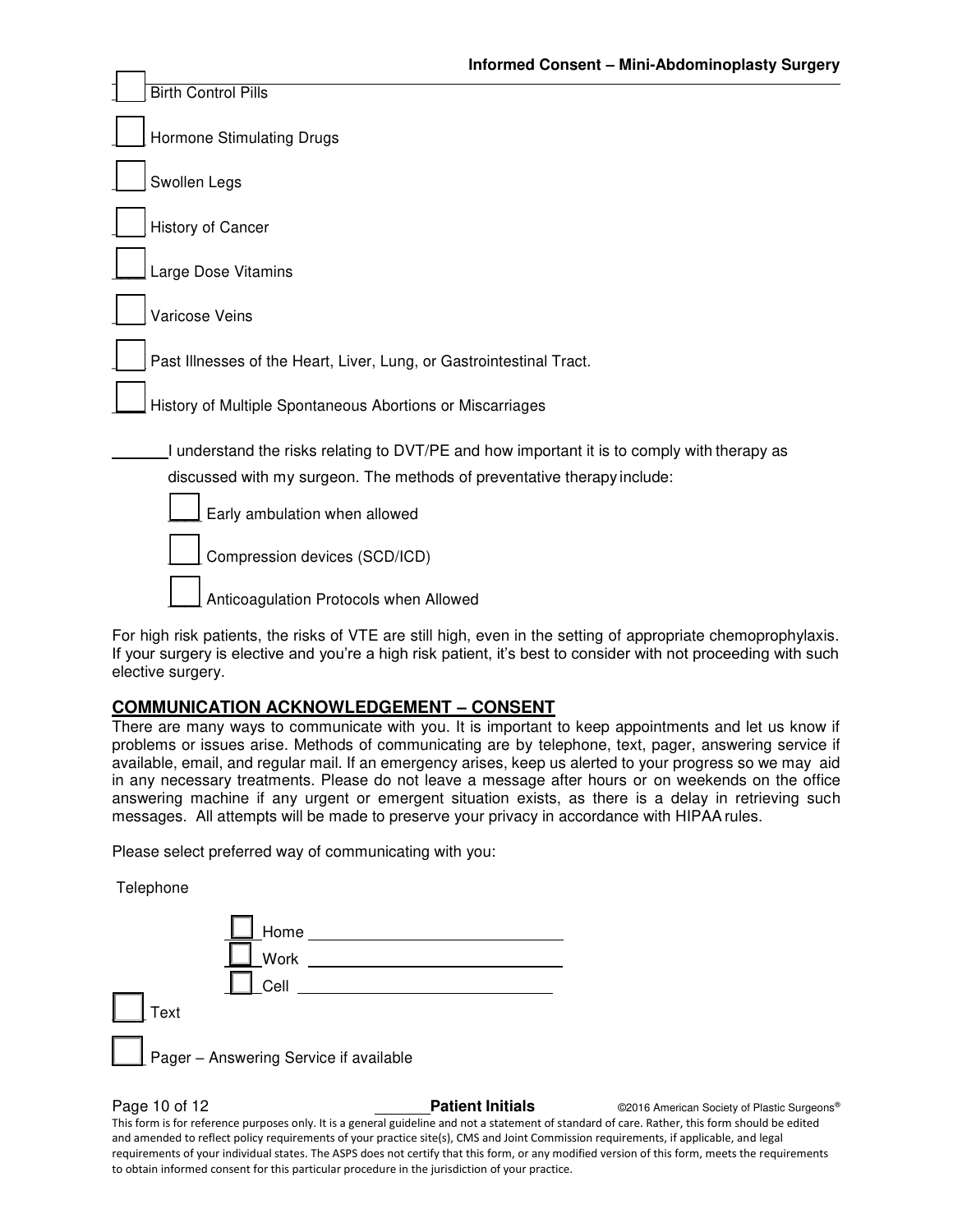- [ ] Birth Control Pills
- [ ] Hormone Stimulating Drugs
- [ ] Swollen Legs
- [ ] History of Cancer
- [ ] Large Dose Vitamins
- [ ] Varicose Veins
- [ ] Past Illnesses of the Heart, Liver, Lung, or Gastrointestinal Tract.
- [ ] History of Multiple Spontaneous Abortions or Miscarriages

_______I understand the risks relating to DVT/PE and how important it is to comply with therapy as discussed with my surgeon. The methods of preventative therapy include:

- [ ] Early ambulation when allowed
- [ ] Compression devices (SCD/ICD)
- [ ] Anticoagulation Protocols when Allowed

For high risk patients, the risks of VTE are still high, even in the setting of appropriate chemoprophylaxis. If your surgery is elective and you're a high risk patient, it's best to consider with not proceeding with such elective surgery.

## COMMUNICATION ACKNOWLEDGEMENT – CONSENT

There are many ways to communicate with you. It is important to keep appointments and let us know if problems or issues arise. Methods of communicating are by telephone, text, pager, answering service if available, email, and regular mail. If an emergency arises, keep us alerted to your progress so we may aid in any necessary treatments. Please do not leave a message after hours or on weekends on the office answering machine if any urgent or emergent situation exists, as there is a delay in retrieving such messages. All attempts will be made to preserve your privacy in accordance with HIPAA rules.

Please select preferred way of communicating with you:

Telephone

- [ ] Home ______________________________
- [ ] Work ______________________________
- [ ] Cell ______________________________

- [ ] Text
- [ ] Pager – Answering Service if available

_______**Patient Initials**

This form is for reference purposes only. It is a general guideline and not a statement of standard of care. Rather, this form should be edited and amended to reflect policy requirements of your practice site(s), CMS and Joint Commission requirements, if applicable, and legal requirements of your individual states. The ASPS does not certify that this form, or any modified version of this form, meets the requirements to obtain informed consent for this particular procedure in the jurisdiction of your practice.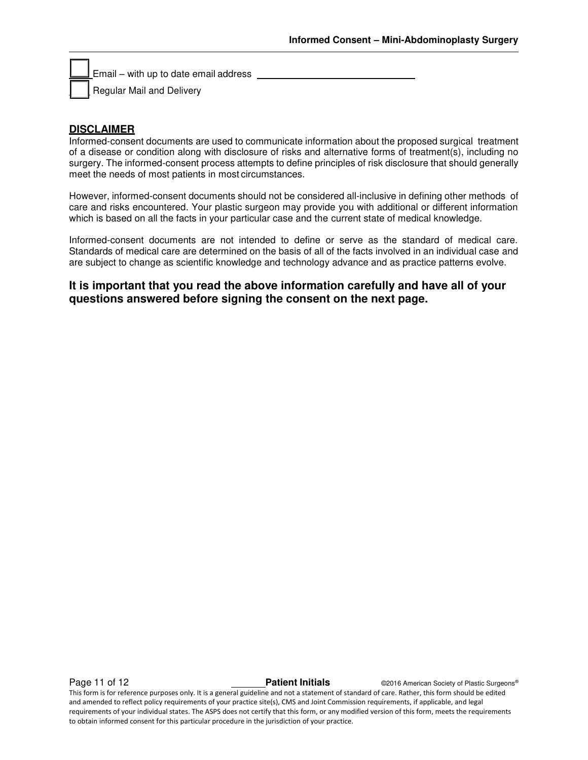☐ Email – with up to date email address ______________________________

☐ Regular Mail and Delivery

## DISCLAIMER

Informed-consent documents are used to communicate information about the proposed surgical treatment of a disease or condition along with disclosure of risks and alternative forms of treatment(s), including no surgery. The informed-consent process attempts to define principles of risk disclosure that should generally meet the needs of most patients in most circumstances.

However, informed-consent documents should not be considered all-inclusive in defining other methods of care and risks encountered. Your plastic surgeon may provide you with additional or different information which is based on all the facts in your particular case and the current state of medical knowledge.

Informed-consent documents are not intended to define or serve as the standard of medical care. Standards of medical care are determined on the basis of all of the facts involved in an individual case and are subject to change as scientific knowledge and technology advance and as practice patterns evolve.

**It is important that you read the above information carefully and have all of your questions answered before signing the consent on the next page.**

______ **Patient Initials**

This form is for reference purposes only. It is a general guideline and not a statement of standard of care. Rather, this form should be edited and amended to reflect policy requirements of your practice site(s), CMS and Joint Commission requirements, if applicable, and legal requirements of your individual states. The ASPS does not certify that this form, or any modified version of this form, meets the requirements to obtain informed consent for this particular procedure in the jurisdiction of your practice.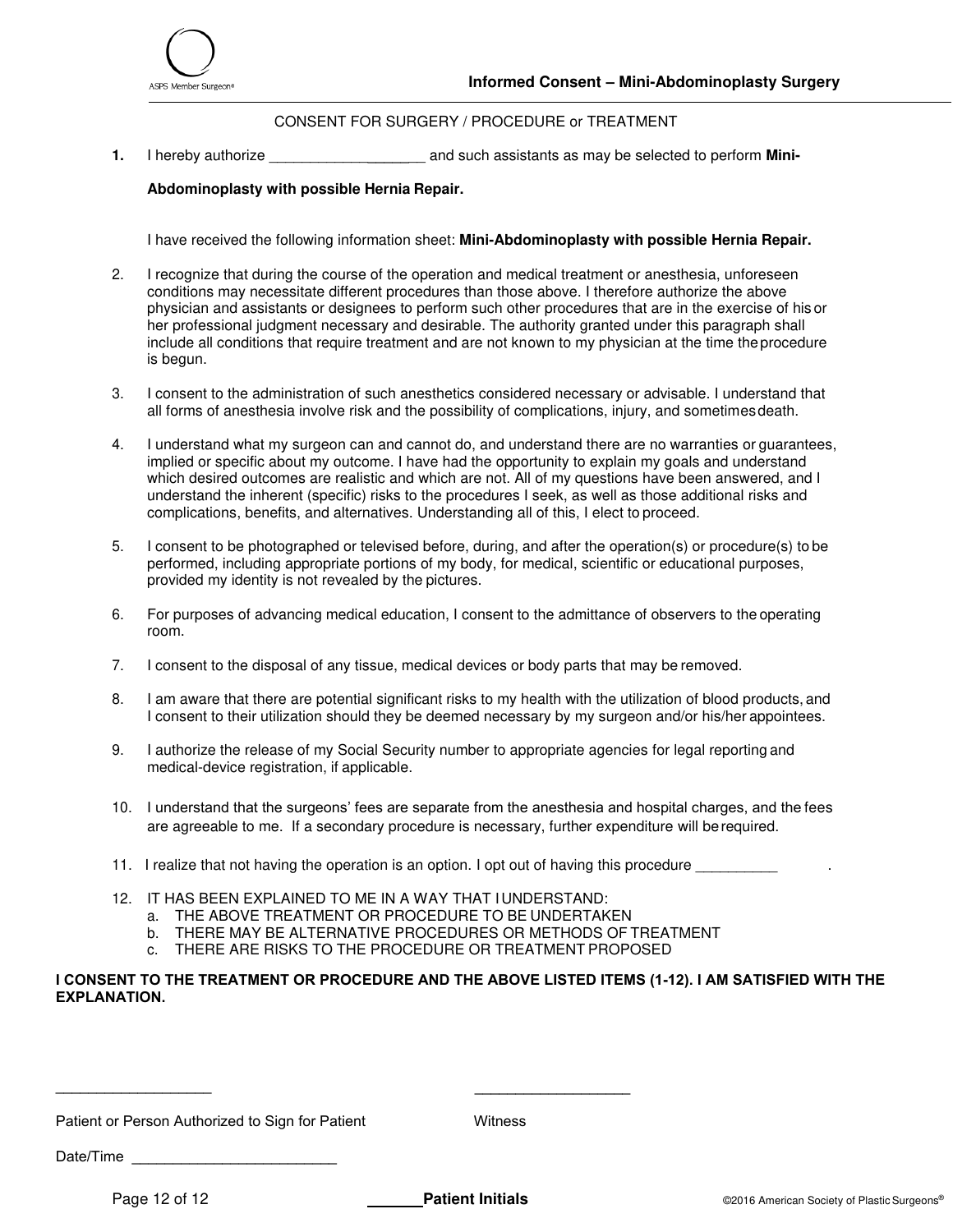CONSENT FOR SURGERY / PROCEDURE or TREATMENT

1. I hereby authorize ___________________ and such assistants as may be selected to perform **Mini-Abdominoplasty with possible Hernia Repair.**

   I have received the following information sheet: **Mini-Abdominoplasty with possible Hernia Repair.**

2. I recognize that during the course of the operation and medical treatment or anesthesia, unforeseen conditions may necessitate different procedures than those above. I therefore authorize the above physician and assistants or designees to perform such other procedures that are in the exercise of his or her professional judgment necessary and desirable. The authority granted under this paragraph shall include all conditions that require treatment and are not known to my physician at the time the procedure is begun.

3. I consent to the administration of such anesthetics considered necessary or advisable. I understand that all forms of anesthesia involve risk and the possibility of complications, injury, and sometimes death.

4. I understand what my surgeon can and cannot do, and understand there are no warranties or guarantees, implied or specific about my outcome. I have had the opportunity to explain my goals and understand which desired outcomes are realistic and which are not. All of my questions have been answered, and I understand the inherent (specific) risks to the procedures I seek, as well as those additional risks and complications, benefits, and alternatives. Understanding all of this, I elect to proceed.

5. I consent to be photographed or televised before, during, and after the operation(s) or procedure(s) to be performed, including appropriate portions of my body, for medical, scientific or educational purposes, provided my identity is not revealed by the pictures.

6. For purposes of advancing medical education, I consent to the admittance of observers to the operating room.

7. I consent to the disposal of any tissue, medical devices or body parts that may be removed.

8. I am aware that there are potential significant risks to my health with the utilization of blood products, and I consent to their utilization should they be deemed necessary by my surgeon and/or his/her appointees.

9. I authorize the release of my Social Security number to appropriate agencies for legal reporting and medical-device registration, if applicable.

10. I understand that the surgeons' fees are separate from the anesthesia and hospital charges, and the fees are agreeable to me. If a secondary procedure is necessary, further expenditure will be required.

11. I realize that not having the operation is an option. I opt out of having this procedure __________ .

12. IT HAS BEEN EXPLAINED TO ME IN A WAY THAT I UNDERSTAND:
    a. THE ABOVE TREATMENT OR PROCEDURE TO BE UNDERTAKEN
    b. THERE MAY BE ALTERNATIVE PROCEDURES OR METHODS OF TREATMENT
    c. THERE ARE RISKS TO THE PROCEDURE OR TREATMENT PROPOSED

**I CONSENT TO THE TREATMENT OR PROCEDURE AND THE ABOVE LISTED ITEMS (1-12). I AM SATISFIED WITH THE EXPLANATION.**

___________________ ___________________

Patient or Person Authorized to Sign for Patient Witness

Date/Time _________________________

______**Patient Initials**